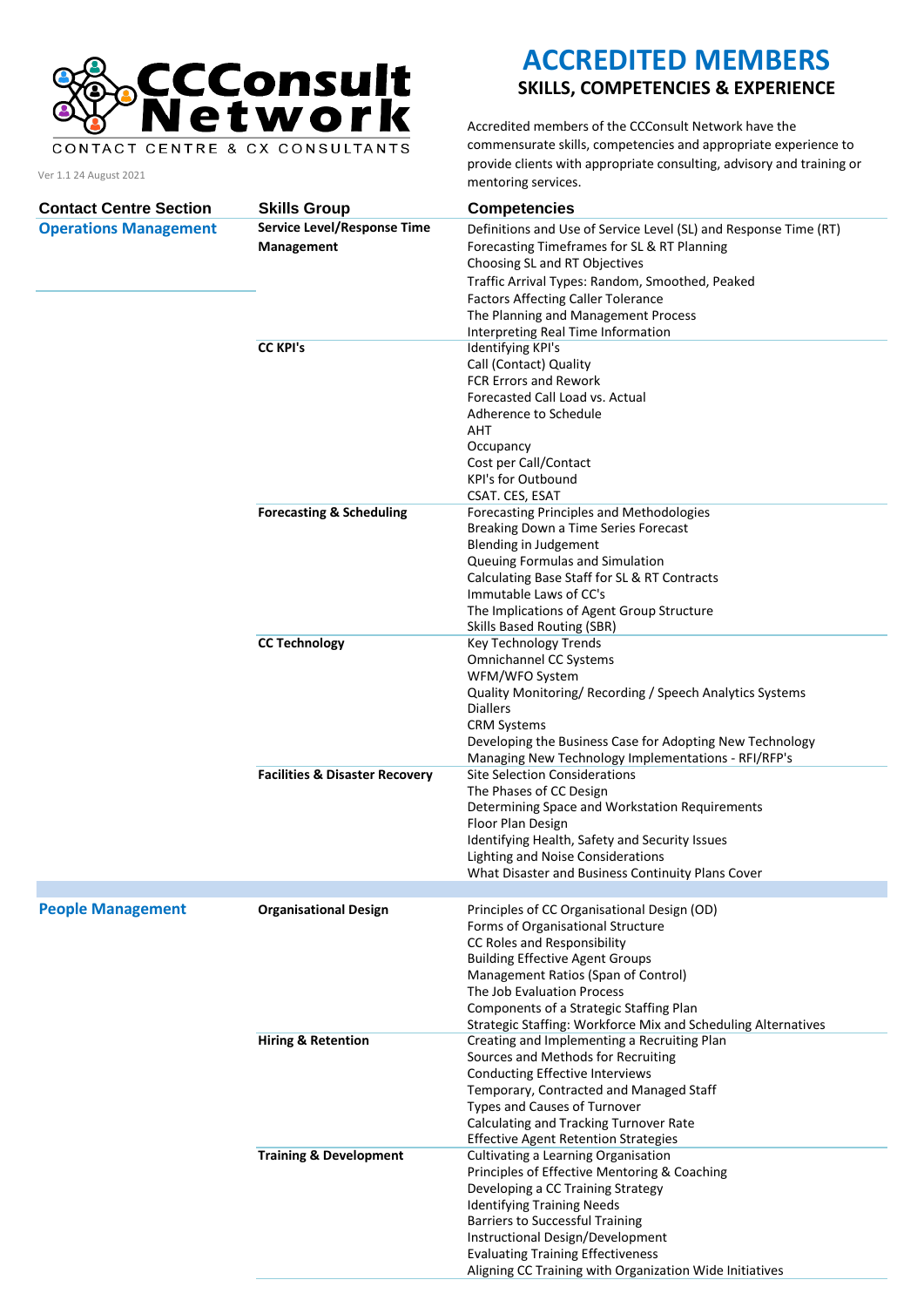CCConsult Network

CONTACT CENTRE & CX CONSULTANTS

Ver 1.1 24 August 2021

# ACCREDITED MEMBERS

## SKILLS, COMPETENCIES & EXPERIENCE

Accredited members of the CCConsult Network have the commensurate skills, competencies and appropriate experience to provide clients with appropriate consulting, advisory and training or mentoring services.

| Contact Centre Section | Skills Group | Competencies |
|---|---|---|
| **Operations Management** | **Service Level/Response Time Management** | Definitions and Use of Service Level (SL) and Response Time (RT)<br>Forecasting Timeframes for SL & RT Planning<br>Choosing SL and RT Objectives<br>Traffic Arrival Types: Random, Smoothed, Peaked<br>Factors Affecting Caller Tolerance<br>The Planning and Management Process<br>Interpreting Real Time Information |
| | **CC KPI's** | Identifying KPI's<br>Call (Contact) Quality<br>FCR Errors and Rework<br>Forecasted Call Load vs. Actual<br>Adherence to Schedule<br>AHT<br>Occupancy<br>Cost per Call/Contact<br>KPI's for Outbound<br>CSAT. CES, ESAT |
| | **Forecasting & Scheduling** | Forecasting Principles and Methodologies<br>Breaking Down a Time Series Forecast<br>Blending in Judgement<br>Queuing Formulas and Simulation<br>Calculating Base Staff for SL & RT Contracts<br>Immutable Laws of CC's<br>The Implications of Agent Group Structure<br>Skills Based Routing (SBR) |
| | **CC Technology** | Key Technology Trends<br>Omnichannel CC Systems<br>WFM/WFO System<br>Quality Monitoring/ Recording / Speech Analytics Systems<br>Diallers<br>CRM Systems<br>Developing the Business Case for Adopting New Technology<br>Managing New Technology Implementations - RFI/RFP's |
| | **Facilities & Disaster Recovery** | Site Selection Considerations<br>The Phases of CC Design<br>Determining Space and Workstation Requirements<br>Floor Plan Design<br>Identifying Health, Safety and Security Issues<br>Lighting and Noise Considerations<br>What Disaster and Business Continuity Plans Cover |
| **People Management** | **Organisational Design** | Principles of CC Organisational Design (OD)<br>Forms of Organisational Structure<br>CC Roles and Responsibility<br>Building Effective Agent Groups<br>Management Ratios (Span of Control)<br>The Job Evaluation Process<br>Components of a Strategic Staffing Plan<br>Strategic Staffing: Workforce Mix and Scheduling Alternatives |
| | **Hiring & Retention** | Creating and Implementing a Recruiting Plan<br>Sources and Methods for Recruiting<br>Conducting Effective Interviews<br>Temporary, Contracted and Managed Staff<br>Types and Causes of Turnover<br>Calculating and Tracking Turnover Rate<br>Effective Agent Retention Strategies |
| | **Training & Development** | Cultivating a Learning Organisation<br>Principles of Effective Mentoring & Coaching<br>Developing a CC Training Strategy<br>Identifying Training Needs<br>Barriers to Successful Training<br>Instructional Design/Development<br>Evaluating Training Effectiveness<br>Aligning CC Training with Organization Wide Initiatives |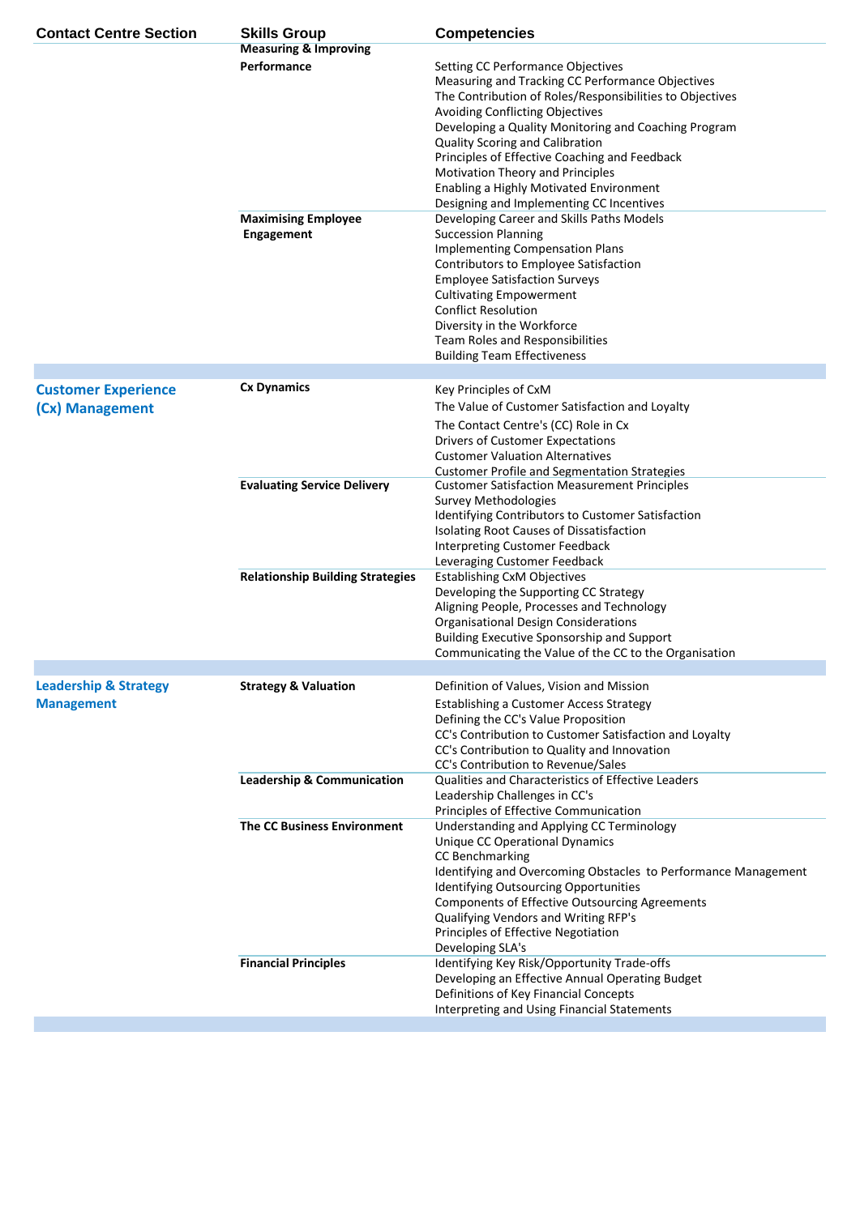| Contact Centre Section | Skills Group | Competencies |
|---|---|---|
| | **Measuring & Improving Performance** | Setting CC Performance Objectives<br>Measuring and Tracking CC Performance Objectives<br>The Contribution of Roles/Responsibilities to Objectives<br>Avoiding Conflicting Objectives<br>Developing a Quality Monitoring and Coaching Program<br>Quality Scoring and Calibration<br>Principles of Effective Coaching and Feedback<br>Motivation Theory and Principles<br>Enabling a Highly Motivated Environment<br>Designing and Implementing CC Incentives |
| | **Maximising Employee Engagement** | Developing Career and Skills Paths Models<br>Succession Planning<br>Implementing Compensation Plans<br>Contributors to Employee Satisfaction<br>Employee Satisfaction Surveys<br>Cultivating Empowerment<br>Conflict Resolution<br>Diversity in the Workforce<br>Team Roles and Responsibilities<br>Building Team Effectiveness |
| **Customer Experience (Cx) Management** | **Cx Dynamics** | Key Principles of CxM<br>The Value of Customer Satisfaction and Loyalty<br>The Contact Centre's (CC) Role in Cx<br>Drivers of Customer Expectations<br>Customer Valuation Alternatives<br>Customer Profile and Segmentation Strategies |
| | **Evaluating Service Delivery** | Customer Satisfaction Measurement Principles<br>Survey Methodologies<br>Identifying Contributors to Customer Satisfaction<br>Isolating Root Causes of Dissatisfaction<br>Interpreting Customer Feedback<br>Leveraging Customer Feedback |
| | **Relationship Building Strategies** | Establishing CxM Objectives<br>Developing the Supporting CC Strategy<br>Aligning People, Processes and Technology<br>Organisational Design Considerations<br>Building Executive Sponsorship and Support<br>Communicating the Value of the CC to the Organisation |
| **Leadership & Strategy Management** | **Strategy & Valuation** | Definition of Values, Vision and Mission<br>Establishing a Customer Access Strategy<br>Defining the CC's Value Proposition<br>CC's Contribution to Customer Satisfaction and Loyalty<br>CC's Contribution to Quality and Innovation<br>CC's Contribution to Revenue/Sales |
| | **Leadership & Communication** | Qualities and Characteristics of Effective Leaders<br>Leadership Challenges in CC's<br>Principles of Effective Communication |
| | **The CC Business Environment** | Understanding and Applying CC Terminology<br>Unique CC Operational Dynamics<br>CC Benchmarking<br>Identifying and Overcoming Obstacles to Performance Management<br>Identifying Outsourcing Opportunities<br>Components of Effective Outsourcing Agreements<br>Qualifying Vendors and Writing RFP's<br>Principles of Effective Negotiation<br>Developing SLA's |
| | **Financial Principles** | Identifying Key Risk/Opportunity Trade-offs<br>Developing an Effective Annual Operating Budget<br>Definitions of Key Financial Concepts<br>Interpreting and Using Financial Statements |